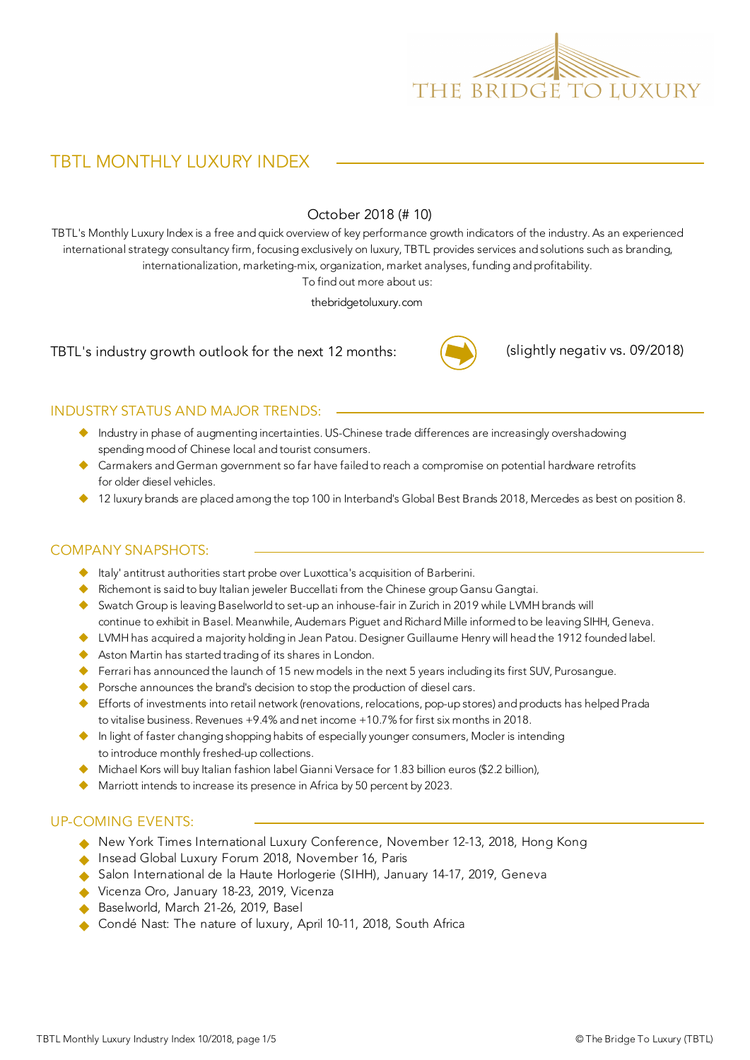THE BRIDGE TO LUXURY

# TBTL MONTHLY LUXURY INDEX

October 2018 (# 10)

TBTL's Monthly Luxury Index is a free and quick overview of key performance growth indicators of the industry. As an experienced international strategy consultancy firm, focusing exclusively on luxury, TBTL provides services and solutions such as branding, internationalization, marketing-mix, organization, market analyses, funding and profitability.

To find out more about us:

thebridgetoluxury.com

TBTL's industry growth outlook for the next 12 months: ➡ (slightly negativ vs. 09/2018)

## INDUSTRY STATUS AND MAJOR TRENDS:

- Industry in phase of augmenting incertainties. US-Chinese trade differences are increasingly overshadowing spending mood of Chinese local and tourist consumers.
- Carmakers and German government so far have failed to reach a compromise on potential hardware retrofits for older diesel vehicles.
- 12 luxury brands are placed among the top 100 in Interband's Global Best Brands 2018, Mercedes as best on position 8.

## COMPANY SNAPSHOTS:

- Italy' antitrust authorities start probe over Luxottica's acquisition of Barberini.
- Richemont is said to buy Italian jeweler Buccellati from the Chinese group Gansu Gangtai.
- Swatch Group is leaving Baselworld to set-up an inhouse-fair in Zurich in 2019 while LVMH brands will continue to exhibit in Basel. Meanwhile, Audemars Piguet and Richard Mille informed to be leaving SIHH, Geneva.
- LVMH has acquired a majority holding in Jean Patou. Designer Guillaume Henry will head the 1912 founded label.
- Aston Martin has started trading of its shares in London.
- Ferrari has announced the launch of 15 new models in the next 5 years including its first SUV, Purosangue.
- Porsche announces the brand's decision to stop the production of diesel cars.
- Efforts of investments into retail network (renovations, relocations, pop-up stores) and products has helped Prada to vitalise business. Revenues +9.4% and net income +10.7% for first six months in 2018.
- In light of faster changing shopping habits of especially younger consumers, Mocler is intending to introduce monthly freshed-up collections.
- Michael Kors will buy Italian fashion label Gianni Versace for 1.83 billion euros ($2.2 billion),
- Marriott intends to increase its presence in Africa by 50 percent by 2023.

## UP-COMING EVENTS:

- New York Times International Luxury Conference, November 12-13, 2018, Hong Kong
- Insead Global Luxury Forum 2018, November 16, Paris
- Salon International de la Haute Horlogerie (SIHH), January 14-17, 2019, Geneva
- Vicenza Oro, January 18-23, 2019, Vicenza
- Baselworld, March 21-26, 2019, Basel
- Condé Nast: The nature of luxury, April 10-11, 2018, South Africa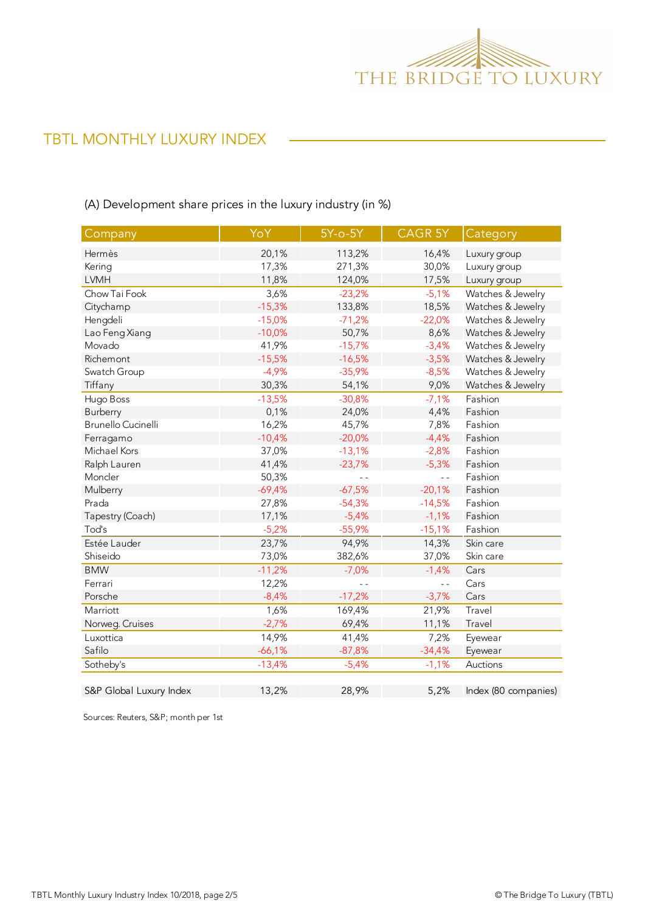## TBTL MONTHLY LUXURY INDEX

(A) Development share prices in the luxury industry (in %)

| Company | YoY | 5Y-o-5Y | CAGR 5Y | Category |
|---|---|---|---|---|
| Hermès | 20,1% | 113,2% | 16,4% | Luxury group |
| Kering | 17,3% | 271,3% | 30,0% | Luxury group |
| LVMH | 11,8% | 124,0% | 17,5% | Luxury group |
| Chow Tai Fook | 3,6% | -23,2% | -5,1% | Watches & Jewelry |
| Citychamp | -15,3% | 133,8% | 18,5% | Watches & Jewelry |
| Hengdeli | -15,0% | -71,2% | -22,0% | Watches & Jewelry |
| Lao Feng Xiang | -10,0% | 50,7% | 8,6% | Watches & Jewelry |
| Movado | 41,9% | -15,7% | -3,4% | Watches & Jewelry |
| Richemont | -15,5% | -16,5% | -3,5% | Watches & Jewelry |
| Swatch Group | -4,9% | -35,9% | -8,5% | Watches & Jewelry |
| Tiffany | 30,3% | 54,1% | 9,0% | Watches & Jewelry |
| Hugo Boss | -13,5% | -30,8% | -7,1% | Fashion |
| Burberry | 0,1% | 24,0% | 4,4% | Fashion |
| Brunello Cucinelli | 16,2% | 45,7% | 7,8% | Fashion |
| Ferragamo | -10,4% | -20,0% | -4,4% | Fashion |
| Michael Kors | 37,0% | -13,1% | -2,8% | Fashion |
| Ralph Lauren | 41,4% | -23,7% | -5,3% | Fashion |
| Moncler | 50,3% | - - | - - | Fashion |
| Mulberry | -69,4% | -67,5% | -20,1% | Fashion |
| Prada | 27,8% | -54,3% | -14,5% | Fashion |
| Tapestry (Coach) | 17,1% | -5,4% | -1,1% | Fashion |
| Tod's | -5,2% | -55,9% | -15,1% | Fashion |
| Estée Lauder | 23,7% | 94,9% | 14,3% | Skin care |
| Shiseido | 73,0% | 382,6% | 37,0% | Skin care |
| BMW | -11,2% | -7,0% | -1,4% | Cars |
| Ferrari | 12,2% | - - | - - | Cars |
| Porsche | -8,4% | -17,2% | -3,7% | Cars |
| Marriott | 1,6% | 169,4% | 21,9% | Travel |
| Norweg. Cruises | -2,7% | 69,4% | 11,1% | Travel |
| Luxottica | 14,9% | 41,4% | 7,2% | Eyewear |
| Safilo | -66,1% | -87,8% | -34,4% | Eyewear |
| Sotheby's | -13,4% | -5,4% | -1,1% | Auctions |
| | | | | |
| S&P Global Luxury Index | 13,2% | 28,9% | 5,2% | Index (80 companies) |

Sources: Reuters, S&P; month per 1st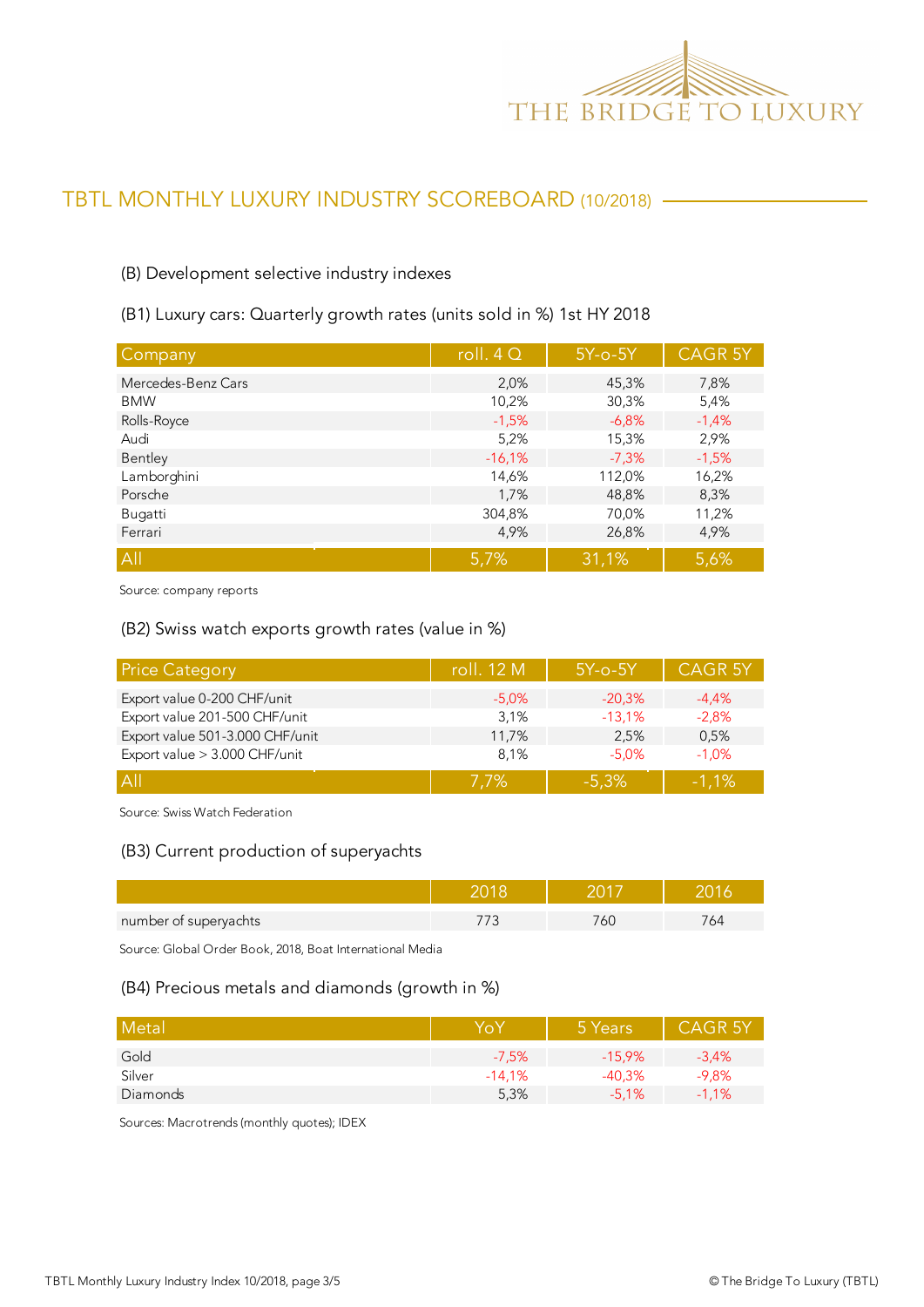## TBTL MONTHLY LUXURY INDUSTRY SCOREBOARD (10/2018)

### (B) Development selective industry indexes

#### (B1) Luxury cars: Quarterly growth rates (units sold in %) 1st HY 2018

| Company | roll. 4 Q | 5Y-o-5Y | CAGR 5Y |
|---|---|---|---|
| Mercedes-Benz Cars | 2,0% | 45,3% | 7,8% |
| BMW | 10,2% | 30,3% | 5,4% |
| Rolls-Royce | -1,5% | -6,8% | -1,4% |
| Audi | 5,2% | 15,3% | 2,9% |
| Bentley | -16,1% | -7,3% | -1,5% |
| Lamborghini | 14,6% | 112,0% | 16,2% |
| Porsche | 1,7% | 48,8% | 8,3% |
| Bugatti | 304,8% | 70,0% | 11,2% |
| Ferrari | 4,9% | 26,8% | 4,9% |
| All | 5,7% | 31,1% | 5,6% |

Source: company reports

#### (B2) Swiss watch exports growth rates (value in %)

| Price Category | roll. 12 M | 5Y-o-5Y | CAGR 5Y |
|---|---|---|---|
| Export value 0-200 CHF/unit | -5,0% | -20,3% | -4,4% |
| Export value 201-500 CHF/unit | 3,1% | -13,1% | -2,8% |
| Export value 501-3.000 CHF/unit | 11,7% | 2,5% | 0,5% |
| Export value > 3.000 CHF/unit | 8,1% | -5,0% | -1,0% |
| All | 7,7% | -5,3% | -1,1% |

Source: Swiss Watch Federation

#### (B3) Current production of superyachts

| | 2018 | 2017 | 2016 |
|---|---|---|---|
| number of superyachts | 773 | 760 | 764 |

Source: Global Order Book, 2018, Boat International Media

#### (B4) Precious metals and diamonds (growth in %)

| Metal | YoY | 5 Years | CAGR 5Y |
|---|---|---|---|
| Gold | -7,5% | -15,9% | -3,4% |
| Silver | -14,1% | -40,3% | -9,8% |
| Diamonds | 5,3% | -5,1% | -1,1% |

Sources: Macrotrends (monthly quotes); IDEX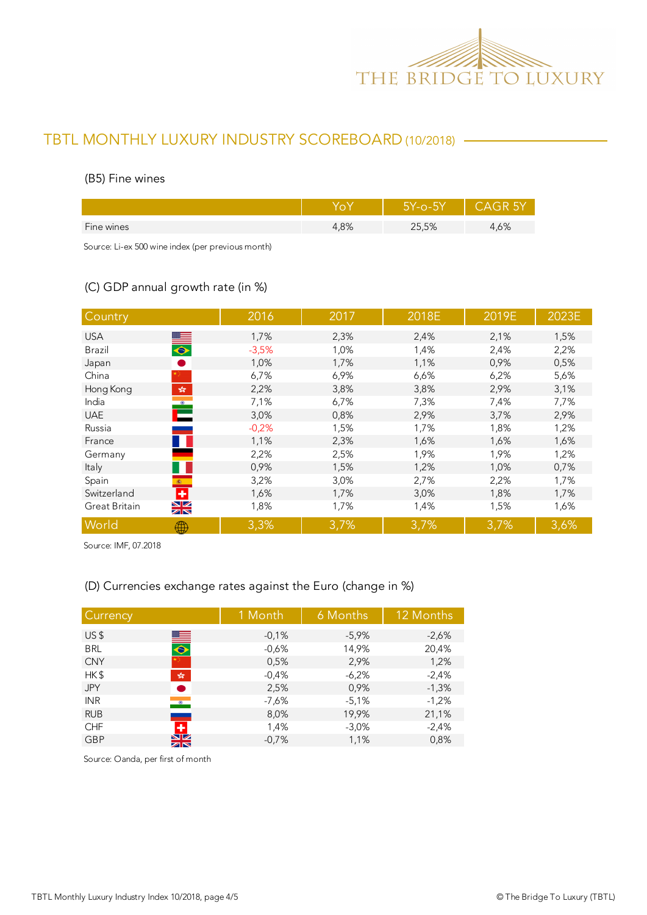## TBTL MONTHLY LUXURY INDUSTRY SCOREBOARD (10/2018)

### (B5) Fine wines

| | YoY | 5Y-o-5Y | CAGR 5Y |
|---|---|---|---|
| Fine wines | 4,8% | 25,5% | 4,6% |

Source: Li-ex 500 wine index (per previous month)

### (C) GDP annual growth rate (in %)

| Country | 2016 | 2017 | 2018E | 2019E | 2023E |
|---|---|---|---|---|---|
| USA | 1,7% | 2,3% | 2,4% | 2,1% | 1,5% |
| Brazil | -3,5% | 1,0% | 1,4% | 2,4% | 2,2% |
| Japan | 1,0% | 1,7% | 1,1% | 0,9% | 0,5% |
| China | 6,7% | 6,9% | 6,6% | 6,2% | 5,6% |
| Hong Kong | 2,2% | 3,8% | 3,8% | 2,9% | 3,1% |
| India | 7,1% | 6,7% | 7,3% | 7,4% | 7,7% |
| UAE | 3,0% | 0,8% | 2,9% | 3,7% | 2,9% |
| Russia | -0,2% | 1,5% | 1,7% | 1,8% | 1,2% |
| France | 1,1% | 2,3% | 1,6% | 1,6% | 1,6% |
| Germany | 2,2% | 2,5% | 1,9% | 1,9% | 1,2% |
| Italy | 0,9% | 1,5% | 1,2% | 1,0% | 0,7% |
| Spain | 3,2% | 3,0% | 2,7% | 2,2% | 1,7% |
| Switzerland | 1,6% | 1,7% | 3,0% | 1,8% | 1,7% |
| Great Britain | 1,8% | 1,7% | 1,4% | 1,5% | 1,6% |
| World | 3,3% | 3,7% | 3,7% | 3,7% | 3,6% |

Source: IMF, 07.2018

### (D) Currencies exchange rates against the Euro (change in %)

| Currency | 1 Month | 6 Months | 12 Months |
|---|---|---|---|
| US $ | -0,1% | -5,9% | -2,6% |
| BRL | -0,6% | 14,9% | 20,4% |
| CNY | 0,5% | 2,9% | 1,2% |
| HK $ | -0,4% | -6,2% | -2,4% |
| JPY | 2,5% | 0,9% | -1,3% |
| INR | -7,6% | -5,1% | -1,2% |
| RUB | 8,0% | 19,9% | 21,1% |
| CHF | 1,4% | -3,0% | -2,4% |
| GBP | -0,7% | 1,1% | 0,8% |

Source: Oanda, per first of month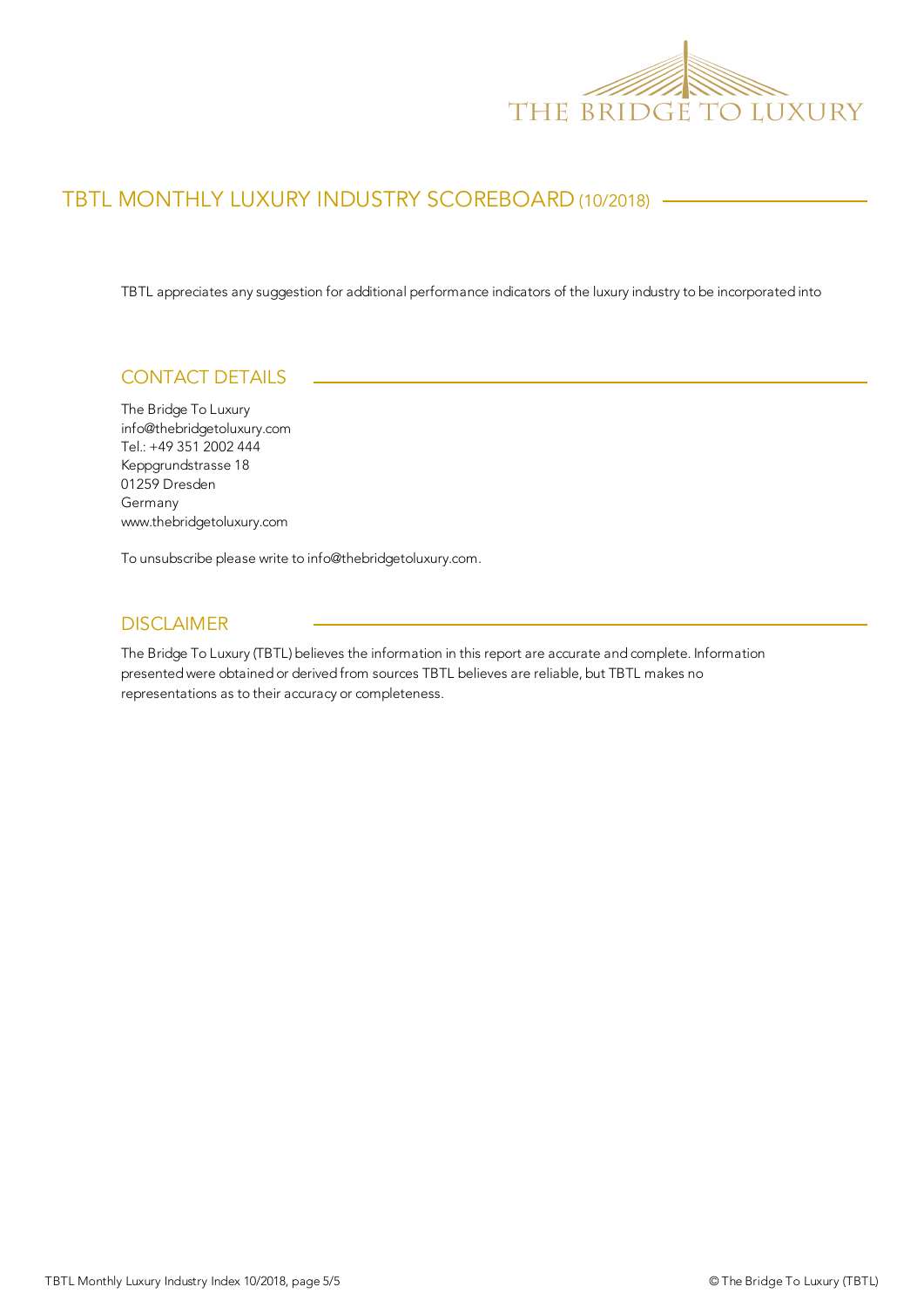# TBTL MONTHLY LUXURY INDUSTRY SCOREBOARD (10/2018)

TBTL appreciates any suggestion for additional performance indicators of the luxury industry to be incorporated into

## CONTACT DETAILS

The Bridge To Luxury
info@thebridgetoluxury.com
Tel.: +49 351 2002 444
Keppgrundstrasse 18
01259 Dresden
Germany
www.thebridgetoluxury.com

To unsubscribe please write to info@thebridgetoluxury.com.

## DISCLAIMER

The Bridge To Luxury (TBTL) believes the information in this report are accurate and complete. Information presented were obtained or derived from sources TBTL believes are reliable, but TBTL makes no representations as to their accuracy or completeness.